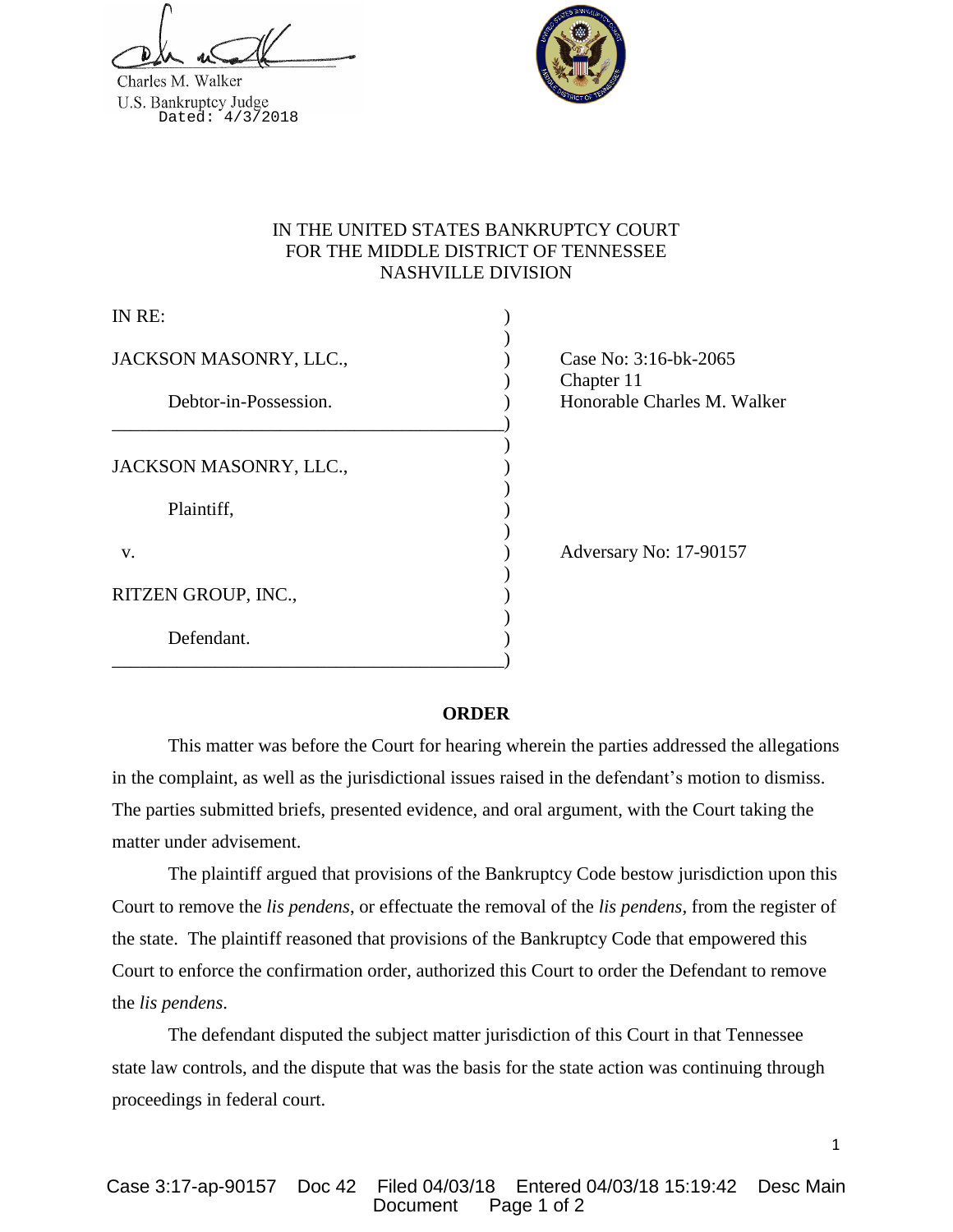Charles M. Walker
U.S. Bankruptcy Judge
Dated: 4/3/2018

IN THE UNITED STATES BANKRUPTCY COURT
FOR THE MIDDLE DISTRICT OF TENNESSEE
NASHVILLE DIVISION

IN RE:

JACKSON MASONRY, LLC.,

Debtor-in-Possession.

Case No: 3:16-bk-2065
Chapter 11
Honorable Charles M. Walker

JACKSON MASONRY, LLC.,

Plaintiff,

v.

RITZEN GROUP, INC.,

Defendant.

Adversary No: 17-90157

**ORDER**

This matter was before the Court for hearing wherein the parties addressed the allegations in the complaint, as well as the jurisdictional issues raised in the defendant's motion to dismiss. The parties submitted briefs, presented evidence, and oral argument, with the Court taking the matter under advisement.

The plaintiff argued that provisions of the Bankruptcy Code bestow jurisdiction upon this Court to remove the *lis pendens*, or effectuate the removal of the *lis pendens,* from the register of the state. The plaintiff reasoned that provisions of the Bankruptcy Code that empowered this Court to enforce the confirmation order, authorized this Court to order the Defendant to remove the *lis pendens*.

The defendant disputed the subject matter jurisdiction of this Court in that Tennessee state law controls, and the dispute that was the basis for the state action was continuing through proceedings in federal court.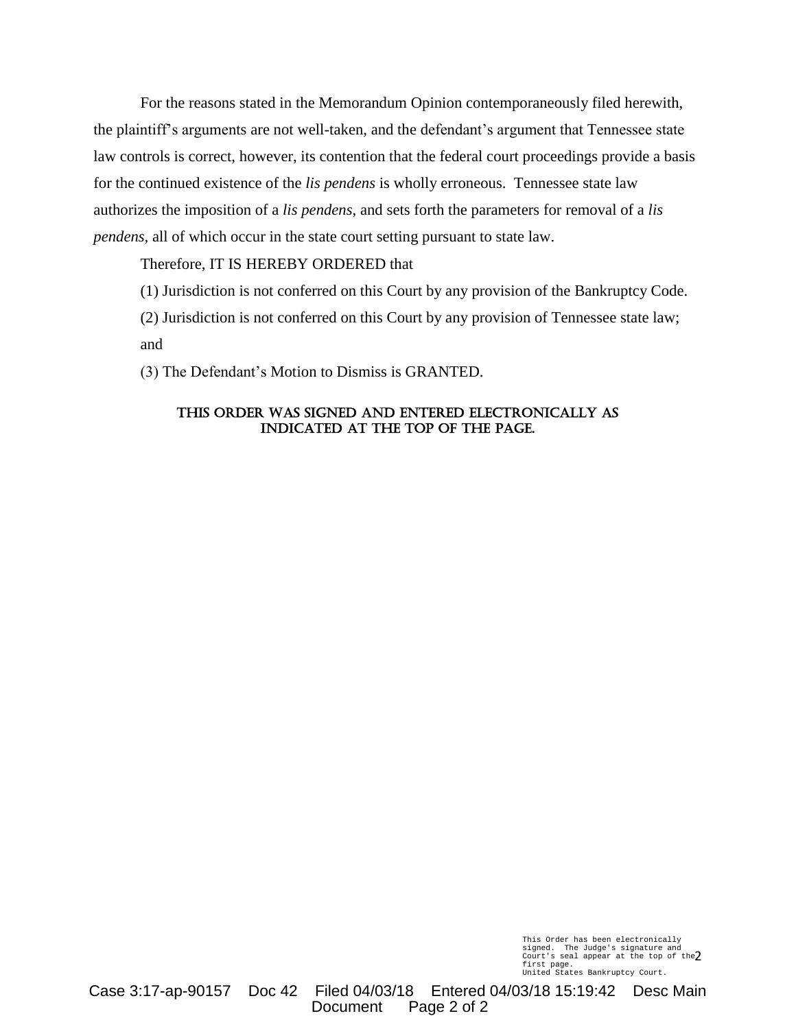For the reasons stated in the Memorandum Opinion contemporaneously filed herewith, the plaintiff's arguments are not well-taken, and the defendant's argument that Tennessee state law controls is correct, however, its contention that the federal court proceedings provide a basis for the continued existence of the *lis pendens* is wholly erroneous. Tennessee state law authorizes the imposition of a *lis pendens*, and sets forth the parameters for removal of a *lis pendens*, all of which occur in the state court setting pursuant to state law.

Therefore, IT IS HEREBY ORDERED that

(1) Jurisdiction is not conferred on this Court by any provision of the Bankruptcy Code.

(2) Jurisdiction is not conferred on this Court by any provision of Tennessee state law; and

(3) The Defendant's Motion to Dismiss is GRANTED.

THIS ORDER WAS SIGNED AND ENTERED ELECTRONICALLY AS INDICATED AT THE TOP OF THE PAGE.

This Order has been electronically signed. The Judge's signature and Court's seal appear at the top of the first page.
United States Bankruptcy Court.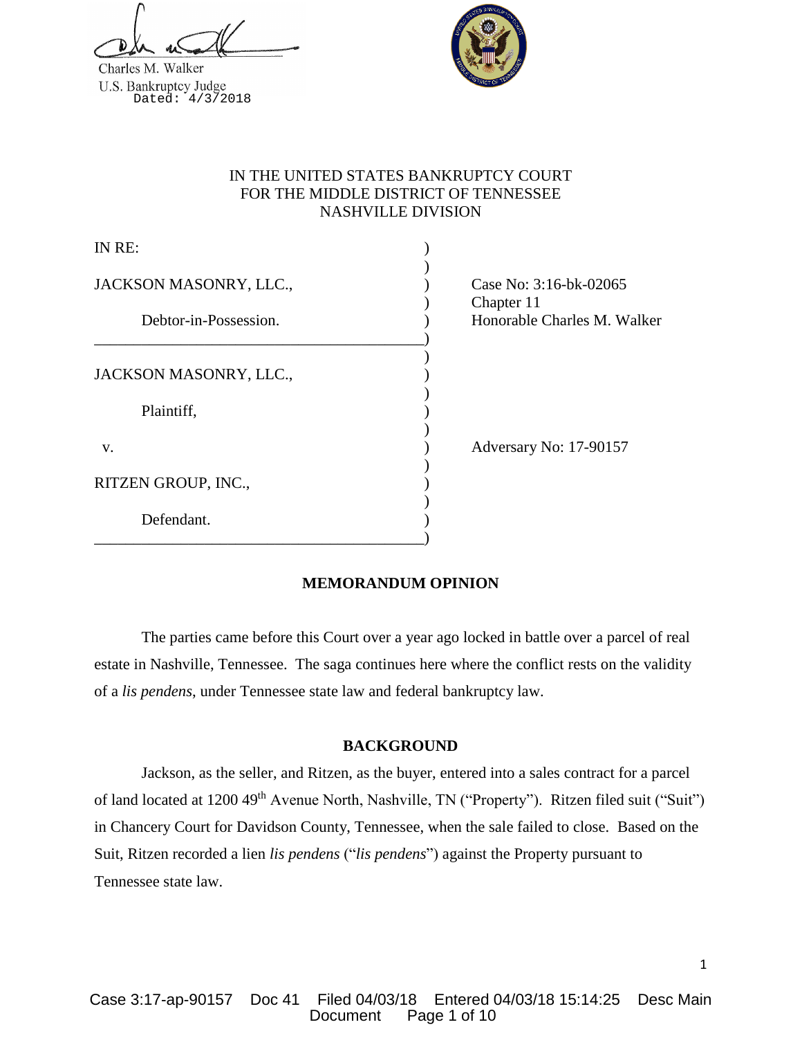Charles M. Walker
U.S. Bankruptcy Judge
Dated: 4/3/2018

IN THE UNITED STATES BANKRUPTCY COURT
FOR THE MIDDLE DISTRICT OF TENNESSEE
NASHVILLE DIVISION

| | | |
|---|---|---|
| IN RE: | ) | |
| JACKSON MASONRY, LLC., | ) | Case No: 3:16-bk-02065 |
| | ) | Chapter 11 |
| Debtor-in-Possession. | ) | Honorable Charles M. Walker |
| JACKSON MASONRY, LLC., | ) | |
| Plaintiff, | ) | |
| v. | ) | Adversary No: 17-90157 |
| RITZEN GROUP, INC., | ) | |
| Defendant. | ) | |

## MEMORANDUM OPINION

The parties came before this Court over a year ago locked in battle over a parcel of real estate in Nashville, Tennessee. The saga continues here where the conflict rests on the validity of a *lis pendens*, under Tennessee state law and federal bankruptcy law.

## BACKGROUND

Jackson, as the seller, and Ritzen, as the buyer, entered into a sales contract for a parcel of land located at 1200 49th Avenue North, Nashville, TN ("Property"). Ritzen filed suit ("Suit") in Chancery Court for Davidson County, Tennessee, when the sale failed to close. Based on the Suit, Ritzen recorded a lien *lis pendens* ("*lis pendens*") against the Property pursuant to Tennessee state law.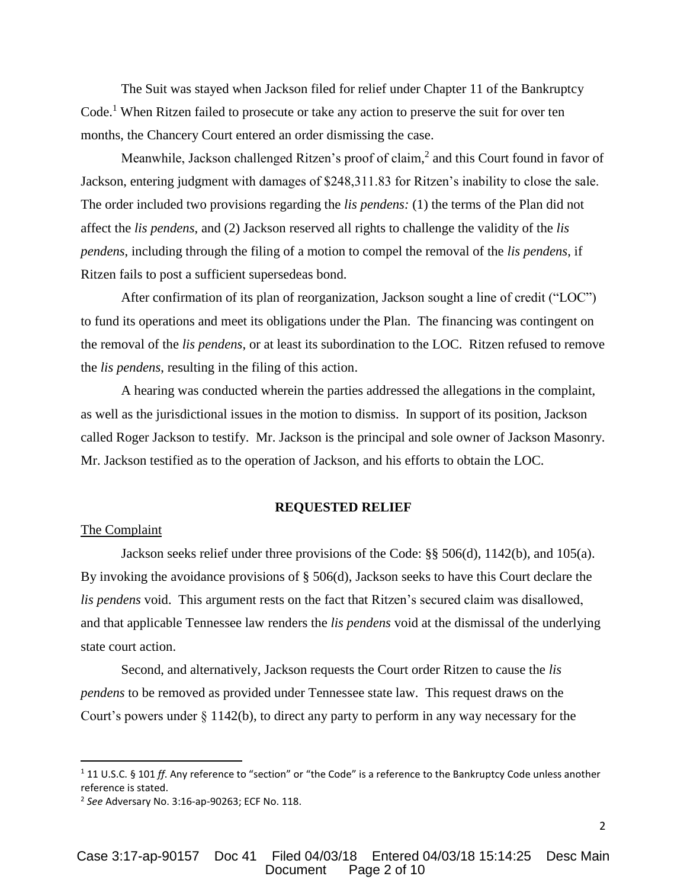The Suit was stayed when Jackson filed for relief under Chapter 11 of the Bankruptcy Code.[1] When Ritzen failed to prosecute or take any action to preserve the suit for over ten months, the Chancery Court entered an order dismissing the case.

Meanwhile, Jackson challenged Ritzen's proof of claim,[2] and this Court found in favor of Jackson, entering judgment with damages of $248,311.83 for Ritzen's inability to close the sale. The order included two provisions regarding the *lis pendens:* (1) the terms of the Plan did not affect the *lis pendens*, and (2) Jackson reserved all rights to challenge the validity of the *lis pendens*, including through the filing of a motion to compel the removal of the *lis pendens*, if Ritzen fails to post a sufficient supersedeas bond.

After confirmation of its plan of reorganization, Jackson sought a line of credit ("LOC") to fund its operations and meet its obligations under the Plan. The financing was contingent on the removal of the *lis pendens*, or at least its subordination to the LOC. Ritzen refused to remove the *lis pendens*, resulting in the filing of this action.

A hearing was conducted wherein the parties addressed the allegations in the complaint, as well as the jurisdictional issues in the motion to dismiss. In support of its position, Jackson called Roger Jackson to testify. Mr. Jackson is the principal and sole owner of Jackson Masonry. Mr. Jackson testified as to the operation of Jackson, and his efforts to obtain the LOC.

## REQUESTED RELIEF

The Complaint

Jackson seeks relief under three provisions of the Code: §§ 506(d), 1142(b), and 105(a). By invoking the avoidance provisions of § 506(d), Jackson seeks to have this Court declare the *lis pendens* void. This argument rests on the fact that Ritzen's secured claim was disallowed, and that applicable Tennessee law renders the *lis pendens* void at the dismissal of the underlying state court action.

Second, and alternatively, Jackson requests the Court order Ritzen to cause the *lis pendens* to be removed as provided under Tennessee state law. This request draws on the Court's powers under § 1142(b), to direct any party to perform in any way necessary for the

---

[1] 11 U.S.C. § 101 *ff*. Any reference to "section" or "the Code" is a reference to the Bankruptcy Code unless another reference is stated.

[2] *See* Adversary No. 3:16-ap-90263; ECF No. 118.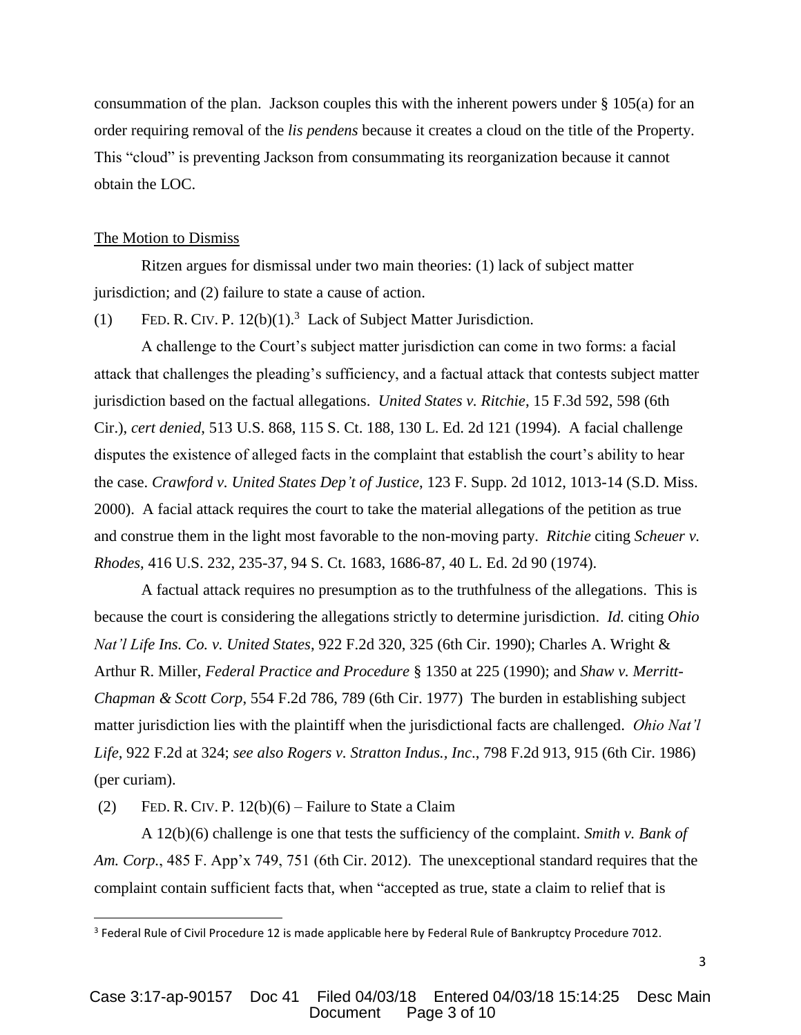consummation of the plan. Jackson couples this with the inherent powers under § 105(a) for an order requiring removal of the *lis pendens* because it creates a cloud on the title of the Property. This "cloud" is preventing Jackson from consummating its reorganization because it cannot obtain the LOC.

## The Motion to Dismiss

Ritzen argues for dismissal under two main theories: (1) lack of subject matter jurisdiction; and (2) failure to state a cause of action.

(1) FED. R. CIV. P. 12(b)(1).[3] Lack of Subject Matter Jurisdiction.

A challenge to the Court's subject matter jurisdiction can come in two forms: a facial attack that challenges the pleading's sufficiency, and a factual attack that contests subject matter jurisdiction based on the factual allegations. *United States v. Ritchie*, 15 F.3d 592, 598 (6th Cir.), *cert denied*, 513 U.S. 868, 115 S. Ct. 188, 130 L. Ed. 2d 121 (1994). A facial challenge disputes the existence of alleged facts in the complaint that establish the court's ability to hear the case. *Crawford v. United States Dep't of Justice*, 123 F. Supp. 2d 1012, 1013-14 (S.D. Miss. 2000). A facial attack requires the court to take the material allegations of the petition as true and construe them in the light most favorable to the non-moving party. *Ritchie* citing *Scheuer v. Rhodes*, 416 U.S. 232, 235-37, 94 S. Ct. 1683, 1686-87, 40 L. Ed. 2d 90 (1974).

A factual attack requires no presumption as to the truthfulness of the allegations. This is because the court is considering the allegations strictly to determine jurisdiction. *Id.* citing *Ohio Nat'l Life Ins. Co. v. United States*, 922 F.2d 320, 325 (6th Cir. 1990); Charles A. Wright & Arthur R. Miller, *Federal Practice and Procedure* § 1350 at 225 (1990); and *Shaw v. Merritt-Chapman & Scott Corp*, 554 F.2d 786, 789 (6th Cir. 1977) The burden in establishing subject matter jurisdiction lies with the plaintiff when the jurisdictional facts are challenged. *Ohio Nat'l Life*, 922 F.2d at 324; *see also Rogers v. Stratton Indus., Inc*., 798 F.2d 913, 915 (6th Cir. 1986) (per curiam).

(2) FED. R. CIV. P. 12(b)(6) – Failure to State a Claim

A 12(b)(6) challenge is one that tests the sufficiency of the complaint. *Smith v. Bank of Am. Corp.*, 485 F. App'x 749, 751 (6th Cir. 2012). The unexceptional standard requires that the complaint contain sufficient facts that, when "accepted as true, state a claim to relief that is

---

[3] Federal Rule of Civil Procedure 12 is made applicable here by Federal Rule of Bankruptcy Procedure 7012.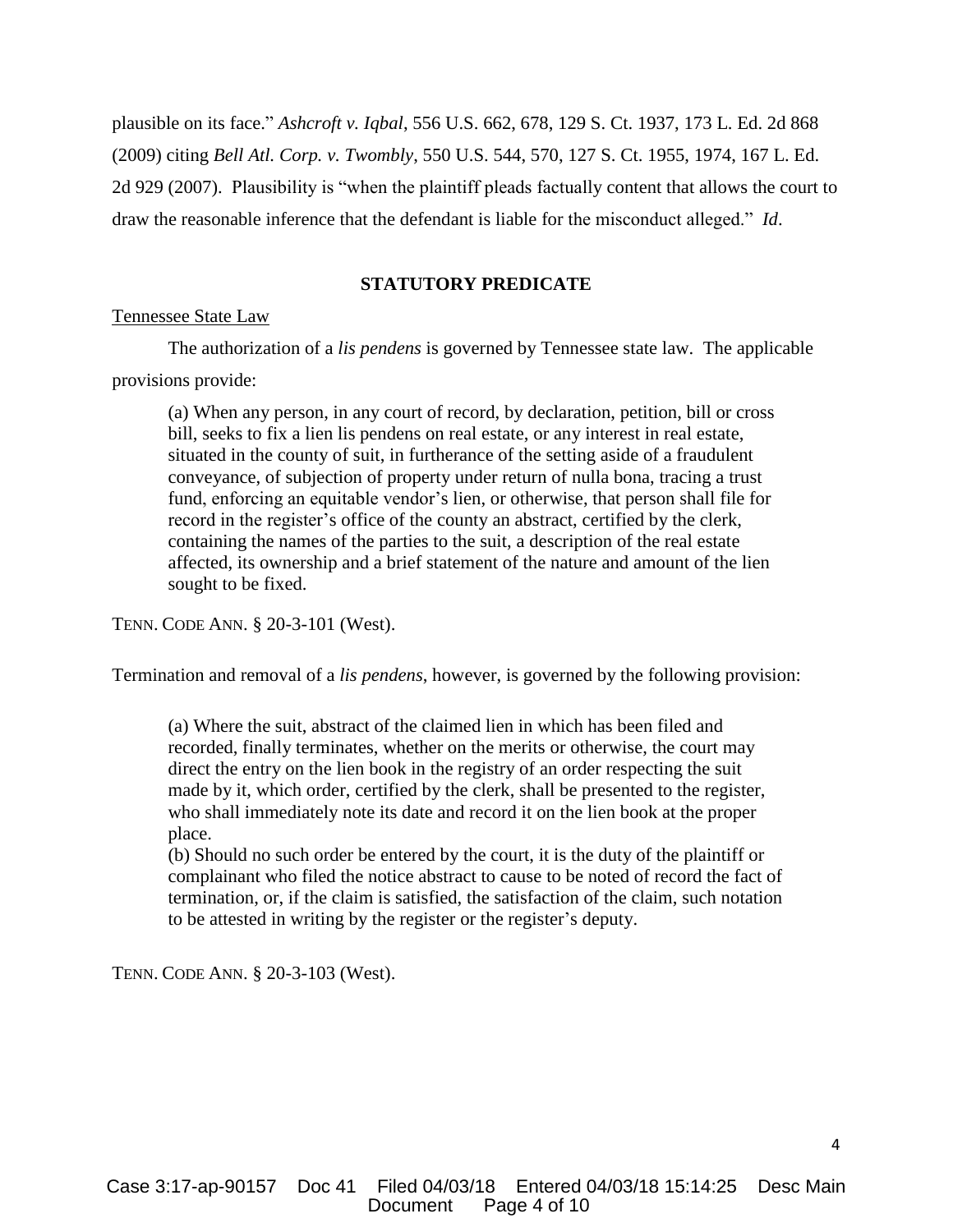plausible on its face." *Ashcroft v. Iqbal*, 556 U.S. 662, 678, 129 S. Ct. 1937, 173 L. Ed. 2d 868 (2009) citing *Bell Atl. Corp. v. Twombly*, 550 U.S. 544, 570, 127 S. Ct. 1955, 1974, 167 L. Ed. 2d 929 (2007). Plausibility is "when the plaintiff pleads factually content that allows the court to draw the reasonable inference that the defendant is liable for the misconduct alleged." *Id*.

## STATUTORY PREDICATE

Tennessee State Law

The authorization of a *lis pendens* is governed by Tennessee state law. The applicable provisions provide:

> (a) When any person, in any court of record, by declaration, petition, bill or cross bill, seeks to fix a lien lis pendens on real estate, or any interest in real estate, situated in the county of suit, in furtherance of the setting aside of a fraudulent conveyance, of subjection of property under return of nulla bona, tracing a trust fund, enforcing an equitable vendor's lien, or otherwise, that person shall file for record in the register's office of the county an abstract, certified by the clerk, containing the names of the parties to the suit, a description of the real estate affected, its ownership and a brief statement of the nature and amount of the lien sought to be fixed.

TENN. CODE ANN. § 20-3-101 (West).

Termination and removal of a *lis pendens*, however, is governed by the following provision:

> (a) Where the suit, abstract of the claimed lien in which has been filed and recorded, finally terminates, whether on the merits or otherwise, the court may direct the entry on the lien book in the registry of an order respecting the suit made by it, which order, certified by the clerk, shall be presented to the register, who shall immediately note its date and record it on the lien book at the proper place.
>
> (b) Should no such order be entered by the court, it is the duty of the plaintiff or complainant who filed the notice abstract to cause to be noted of record the fact of termination, or, if the claim is satisfied, the satisfaction of the claim, such notation to be attested in writing by the register or the register's deputy.

TENN. CODE ANN. § 20-3-103 (West).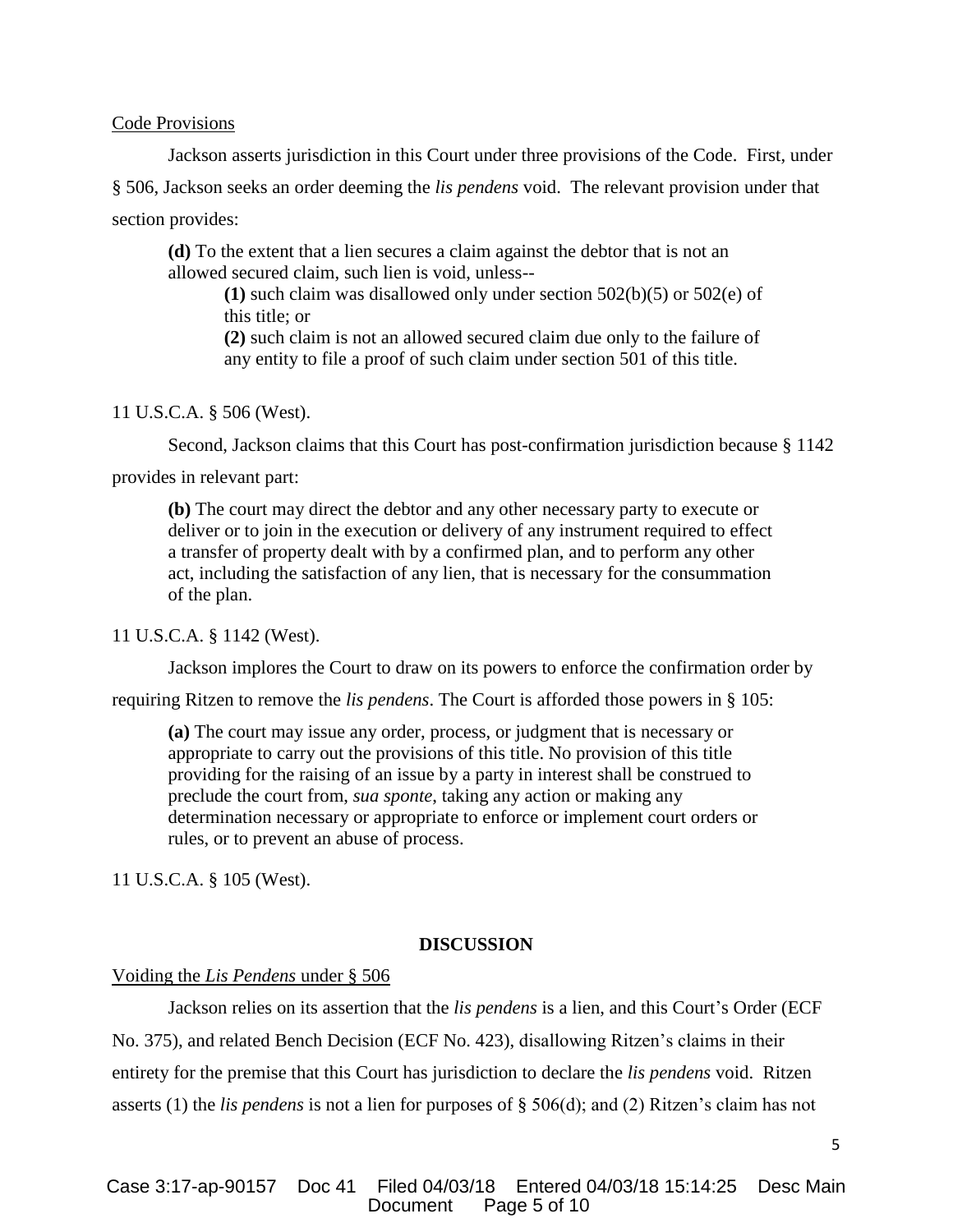Code Provisions

Jackson asserts jurisdiction in this Court under three provisions of the Code. First, under § 506, Jackson seeks an order deeming the *lis pendens* void. The relevant provision under that section provides:

> **(d)** To the extent that a lien secures a claim against the debtor that is not an allowed secured claim, such lien is void, unless--
>
> **(1)** such claim was disallowed only under section 502(b)(5) or 502(e) of this title; or
>
> **(2)** such claim is not an allowed secured claim due only to the failure of any entity to file a proof of such claim under section 501 of this title.

11 U.S.C.A. § 506 (West).

Second, Jackson claims that this Court has post-confirmation jurisdiction because § 1142 provides in relevant part:

> **(b)** The court may direct the debtor and any other necessary party to execute or deliver or to join in the execution or delivery of any instrument required to effect a transfer of property dealt with by a confirmed plan, and to perform any other act, including the satisfaction of any lien, that is necessary for the consummation of the plan.

11 U.S.C.A. § 1142 (West).

Jackson implores the Court to draw on its powers to enforce the confirmation order by requiring Ritzen to remove the *lis pendens*. The Court is afforded those powers in § 105:

> **(a)** The court may issue any order, process, or judgment that is necessary or appropriate to carry out the provisions of this title. No provision of this title providing for the raising of an issue by a party in interest shall be construed to preclude the court from, *sua sponte*, taking any action or making any determination necessary or appropriate to enforce or implement court orders or rules, or to prevent an abuse of process.

11 U.S.C.A. § 105 (West).

## DISCUSSION

Voiding the *Lis Pendens* under § 506

Jackson relies on its assertion that the *lis pendens* is a lien, and this Court's Order (ECF No. 375), and related Bench Decision (ECF No. 423), disallowing Ritzen's claims in their entirety for the premise that this Court has jurisdiction to declare the *lis pendens* void. Ritzen asserts (1) the *lis pendens* is not a lien for purposes of § 506(d); and (2) Ritzen's claim has not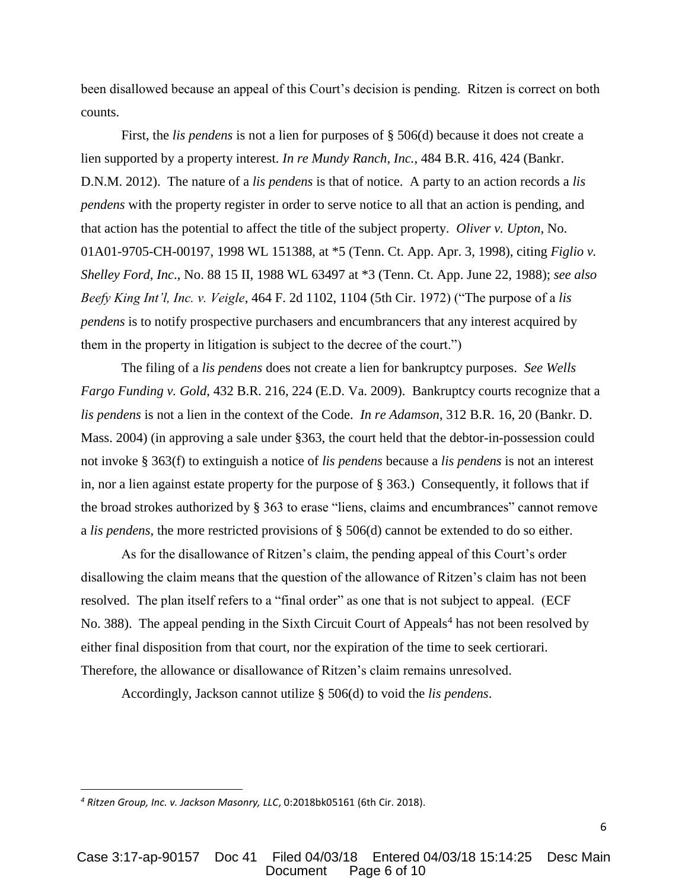been disallowed because an appeal of this Court's decision is pending. Ritzen is correct on both counts.

First, the *lis pendens* is not a lien for purposes of § 506(d) because it does not create a lien supported by a property interest. *In re Mundy Ranch, Inc.*, 484 B.R. 416, 424 (Bankr. D.N.M. 2012). The nature of a *lis pendens* is that of notice. A party to an action records a *lis pendens* with the property register in order to serve notice to all that an action is pending, and that action has the potential to affect the title of the subject property. *Oliver v. Upton*, No. 01A01-9705-CH-00197, 1998 WL 151388, at *5 (Tenn. Ct. App. Apr. 3, 1998), citing *Figlio v. Shelley Ford, Inc*., No. 88 15 II, 1988 WL 63497 at *3 (Tenn. Ct. App. June 22, 1988); *see also Beefy King Int'l, Inc. v. Veigle*, 464 F. 2d 1102, 1104 (5th Cir. 1972) ("The purpose of a *lis pendens* is to notify prospective purchasers and encumbrancers that any interest acquired by them in the property in litigation is subject to the decree of the court.")

The filing of a *lis pendens* does not create a lien for bankruptcy purposes. *See Wells Fargo Funding v. Gold*, 432 B.R. 216, 224 (E.D. Va. 2009). Bankruptcy courts recognize that a *lis pendens* is not a lien in the context of the Code. *In re Adamson*, 312 B.R. 16, 20 (Bankr. D. Mass. 2004) (in approving a sale under §363, the court held that the debtor-in-possession could not invoke § 363(f) to extinguish a notice of *lis pendens* because a *lis pendens* is not an interest in, nor a lien against estate property for the purpose of § 363.) Consequently, it follows that if the broad strokes authorized by § 363 to erase "liens, claims and encumbrances" cannot remove a *lis pendens*, the more restricted provisions of § 506(d) cannot be extended to do so either.

As for the disallowance of Ritzen's claim, the pending appeal of this Court's order disallowing the claim means that the question of the allowance of Ritzen's claim has not been resolved. The plan itself refers to a "final order" as one that is not subject to appeal. (ECF No. 388). The appeal pending in the Sixth Circuit Court of Appeals[4] has not been resolved by either final disposition from that court, nor the expiration of the time to seek certiorari. Therefore, the allowance or disallowance of Ritzen's claim remains unresolved.

Accordingly, Jackson cannot utilize § 506(d) to void the *lis pendens*.

---

[4] *Ritzen Group, Inc. v. Jackson Masonry, LLC*, 0:2018bk05161 (6th Cir. 2018).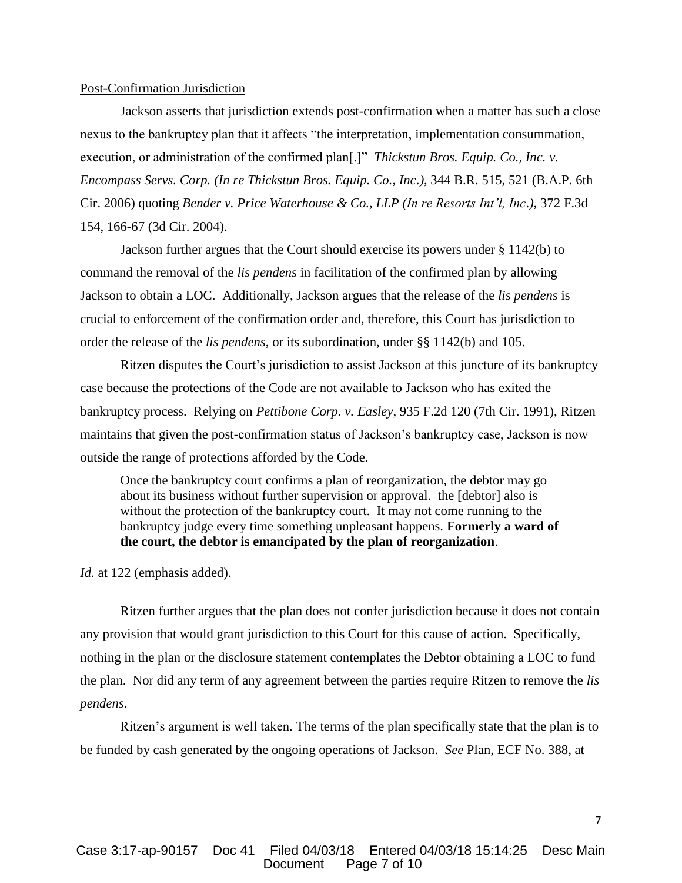Post-Confirmation Jurisdiction

Jackson asserts that jurisdiction extends post-confirmation when a matter has such a close nexus to the bankruptcy plan that it affects "the interpretation, implementation consummation, execution, or administration of the confirmed plan[.]" *Thickstun Bros. Equip. Co., Inc. v. Encompass Servs. Corp. (In re Thickstun Bros. Equip. Co., Inc.)*, 344 B.R. 515, 521 (B.A.P. 6th Cir. 2006) quoting *Bender v. Price Waterhouse & Co., LLP (In re Resorts Int'l, Inc.)*, 372 F.3d 154, 166-67 (3d Cir. 2004).

Jackson further argues that the Court should exercise its powers under § 1142(b) to command the removal of the *lis pendens* in facilitation of the confirmed plan by allowing Jackson to obtain a LOC. Additionally, Jackson argues that the release of the *lis pendens* is crucial to enforcement of the confirmation order and, therefore, this Court has jurisdiction to order the release of the *lis pendens*, or its subordination, under §§ 1142(b) and 105.

Ritzen disputes the Court's jurisdiction to assist Jackson at this juncture of its bankruptcy case because the protections of the Code are not available to Jackson who has exited the bankruptcy process. Relying on *Pettibone Corp. v. Easley*, 935 F.2d 120 (7th Cir. 1991), Ritzen maintains that given the post-confirmation status of Jackson's bankruptcy case, Jackson is now outside the range of protections afforded by the Code.

> Once the bankruptcy court confirms a plan of reorganization, the debtor may go about its business without further supervision or approval. the [debtor] also is without the protection of the bankruptcy court. It may not come running to the bankruptcy judge every time something unpleasant happens. **Formerly a ward of the court, the debtor is emancipated by the plan of reorganization**.

*Id.* at 122 (emphasis added).

Ritzen further argues that the plan does not confer jurisdiction because it does not contain any provision that would grant jurisdiction to this Court for this cause of action. Specifically, nothing in the plan or the disclosure statement contemplates the Debtor obtaining a LOC to fund the plan. Nor did any term of any agreement between the parties require Ritzen to remove the *lis pendens*.

Ritzen's argument is well taken. The terms of the plan specifically state that the plan is to be funded by cash generated by the ongoing operations of Jackson. *See* Plan, ECF No. 388, at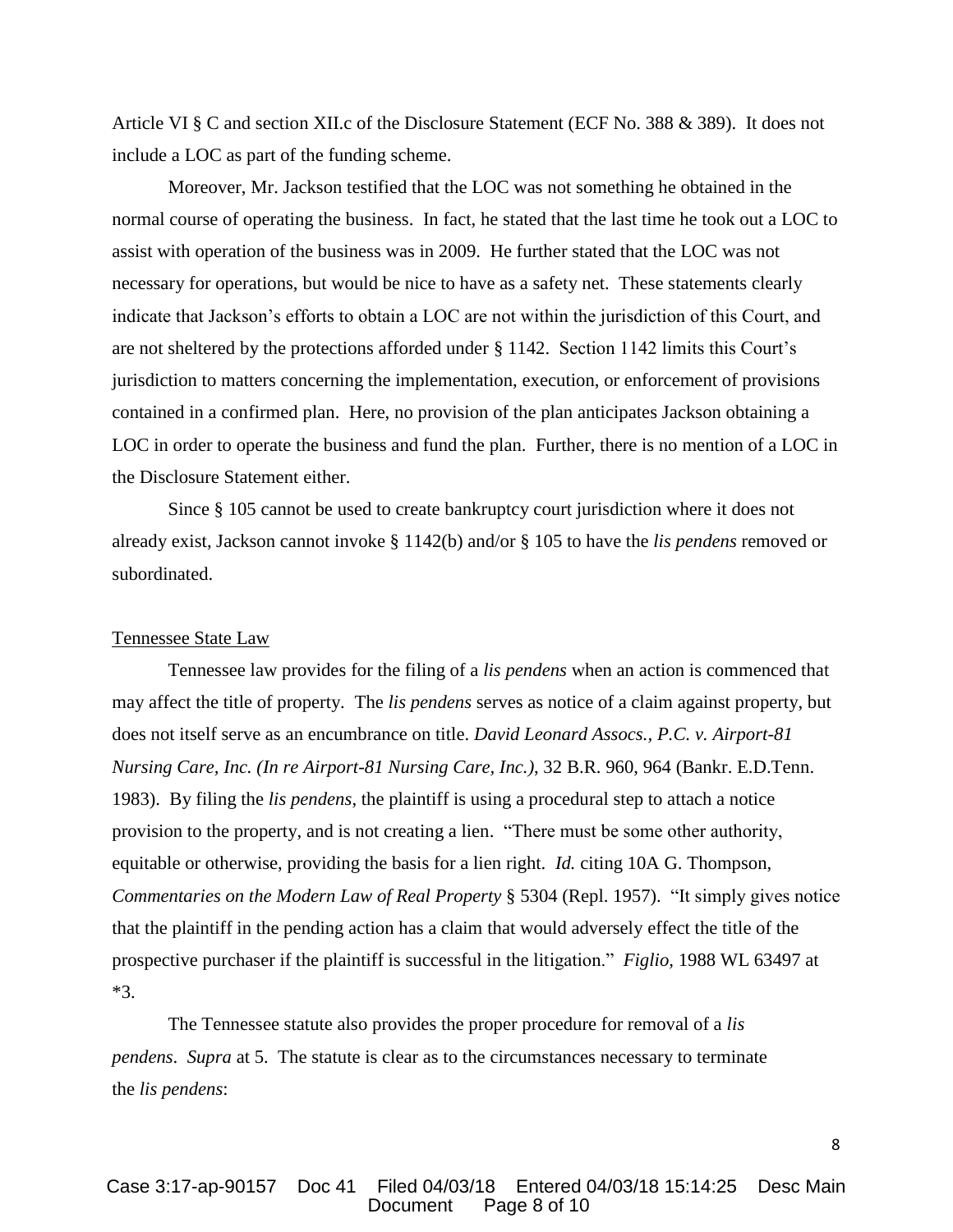Article VI § C and section XII.c of the Disclosure Statement (ECF No. 388 & 389). It does not include a LOC as part of the funding scheme.

Moreover, Mr. Jackson testified that the LOC was not something he obtained in the normal course of operating the business. In fact, he stated that the last time he took out a LOC to assist with operation of the business was in 2009. He further stated that the LOC was not necessary for operations, but would be nice to have as a safety net. These statements clearly indicate that Jackson's efforts to obtain a LOC are not within the jurisdiction of this Court, and are not sheltered by the protections afforded under § 1142. Section 1142 limits this Court's jurisdiction to matters concerning the implementation, execution, or enforcement of provisions contained in a confirmed plan. Here, no provision of the plan anticipates Jackson obtaining a LOC in order to operate the business and fund the plan. Further, there is no mention of a LOC in the Disclosure Statement either.

Since § 105 cannot be used to create bankruptcy court jurisdiction where it does not already exist, Jackson cannot invoke § 1142(b) and/or § 105 to have the *lis pendens* removed or subordinated.

Tennessee State Law

Tennessee law provides for the filing of a *lis pendens* when an action is commenced that may affect the title of property. The *lis pendens* serves as notice of a claim against property, but does not itself serve as an encumbrance on title. *David Leonard Assocs., P.C. v. Airport-81 Nursing Care, Inc. (In re Airport-81 Nursing Care, Inc.)*, 32 B.R. 960, 964 (Bankr. E.D.Tenn. 1983). By filing the *lis pendens*, the plaintiff is using a procedural step to attach a notice provision to the property, and is not creating a lien. "There must be some other authority, equitable or otherwise, providing the basis for a lien right. *Id.* citing 10A G. Thompson, *Commentaries on the Modern Law of Real Property* § 5304 (Repl. 1957). "It simply gives notice that the plaintiff in the pending action has a claim that would adversely effect the title of the prospective purchaser if the plaintiff is successful in the litigation." *Figlio*, 1988 WL 63497 at *3.

The Tennessee statute also provides the proper procedure for removal of a *lis pendens*. *Supra* at 5. The statute is clear as to the circumstances necessary to terminate the *lis pendens*: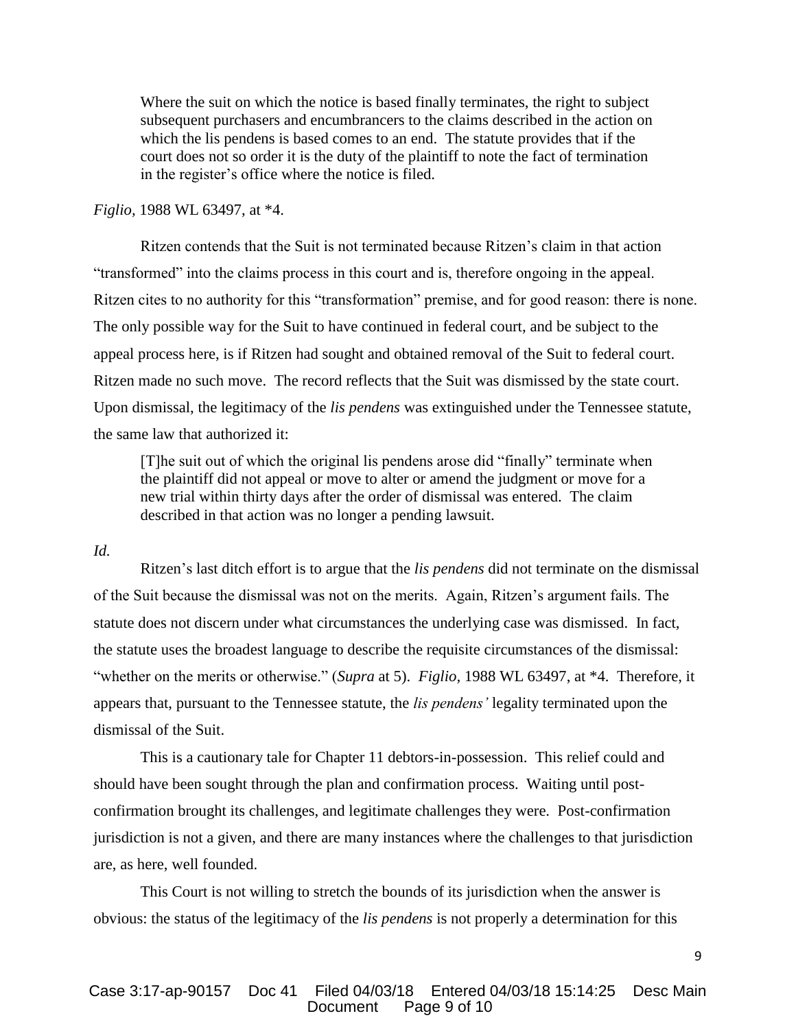> Where the suit on which the notice is based finally terminates, the right to subject subsequent purchasers and encumbrancers to the claims described in the action on which the lis pendens is based comes to an end. The statute provides that if the court does not so order it is the duty of the plaintiff to note the fact of termination in the register's office where the notice is filed.

*Figlio,* 1988 WL 63497, at *4.

Ritzen contends that the Suit is not terminated because Ritzen's claim in that action "transformed" into the claims process in this court and is, therefore ongoing in the appeal. Ritzen cites to no authority for this "transformation" premise, and for good reason: there is none. The only possible way for the Suit to have continued in federal court, and be subject to the appeal process here, is if Ritzen had sought and obtained removal of the Suit to federal court. Ritzen made no such move. The record reflects that the Suit was dismissed by the state court. Upon dismissal, the legitimacy of the *lis pendens* was extinguished under the Tennessee statute, the same law that authorized it:

> [T]he suit out of which the original lis pendens arose did "finally" terminate when the plaintiff did not appeal or move to alter or amend the judgment or move for a new trial within thirty days after the order of dismissal was entered. The claim described in that action was no longer a pending lawsuit.

*Id.*

Ritzen's last ditch effort is to argue that the *lis pendens* did not terminate on the dismissal of the Suit because the dismissal was not on the merits. Again, Ritzen's argument fails. The statute does not discern under what circumstances the underlying case was dismissed. In fact, the statute uses the broadest language to describe the requisite circumstances of the dismissal: "whether on the merits or otherwise." (*Supra* at 5). *Figlio,* 1988 WL 63497, at *4. Therefore, it appears that, pursuant to the Tennessee statute, the *lis pendens'* legality terminated upon the dismissal of the Suit.

This is a cautionary tale for Chapter 11 debtors-in-possession. This relief could and should have been sought through the plan and confirmation process. Waiting until post-confirmation brought its challenges, and legitimate challenges they were. Post-confirmation jurisdiction is not a given, and there are many instances where the challenges to that jurisdiction are, as here, well founded.

This Court is not willing to stretch the bounds of its jurisdiction when the answer is obvious: the status of the legitimacy of the *lis pendens* is not properly a determination for this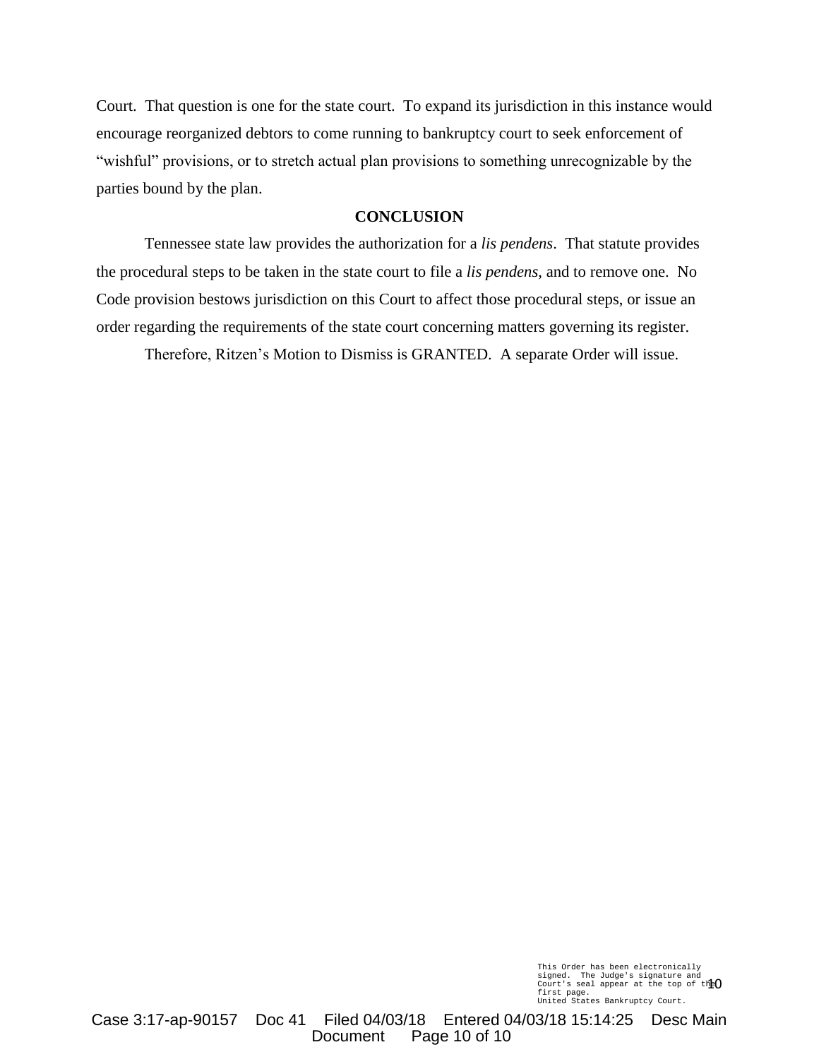Court. That question is one for the state court. To expand its jurisdiction in this instance would encourage reorganized debtors to come running to bankruptcy court to seek enforcement of "wishful" provisions, or to stretch actual plan provisions to something unrecognizable by the parties bound by the plan.

**CONCLUSION**

Tennessee state law provides the authorization for a *lis pendens*. That statute provides the procedural steps to be taken in the state court to file a *lis pendens,* and to remove one. No Code provision bestows jurisdiction on this Court to affect those procedural steps, or issue an order regarding the requirements of the state court concerning matters governing its register.

Therefore, Ritzen's Motion to Dismiss is GRANTED. A separate Order will issue.

This Order has been electronically signed. The Judge's signature and Court's seal appear at the top of the first page.
United States Bankruptcy Court.